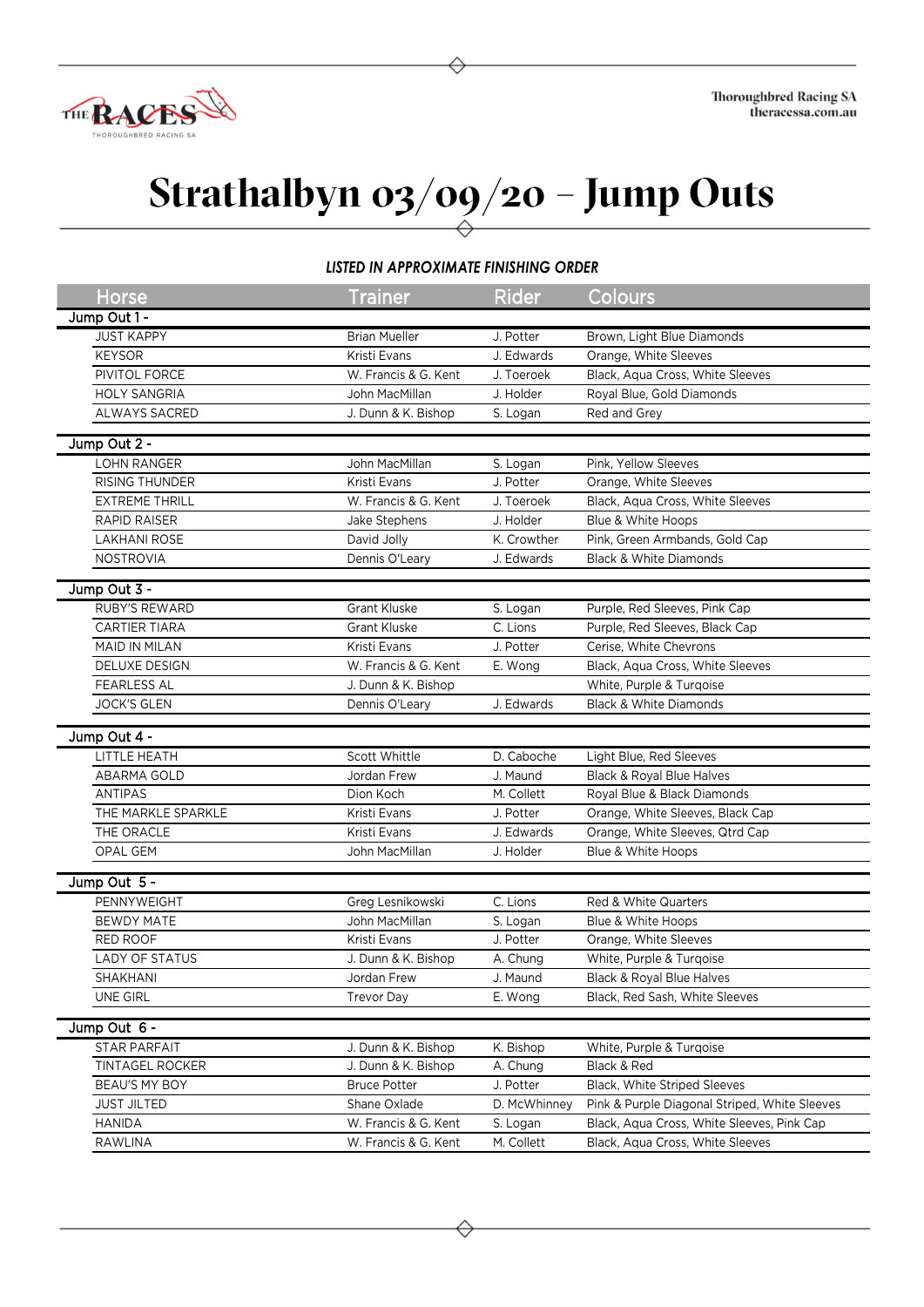# Strathalbyn 03/09/20 – Jump Outs

***LISTED IN APPROXIMATE FINISHING ORDER***

| Horse | Trainer | Rider | Colours |
|---|---|---|---|
| **Jump Out 1 -** | | | |
| JUST KAPPY | Brian Mueller | J. Potter | Brown, Light Blue Diamonds |
| KEYSOR | Kristi Evans | J. Edwards | Orange, White Sleeves |
| PIVITOL FORCE | W. Francis & G. Kent | J. Toeroek | Black, Aqua Cross, White Sleeves |
| HOLY SANGRIA | John MacMillan | J. Holder | Royal Blue, Gold Diamonds |
| ALWAYS SACRED | J. Dunn & K. Bishop | S. Logan | Red and Grey |
| **Jump Out 2 -** | | | |
| LOHN RANGER | John MacMillan | S. Logan | Pink, Yellow Sleeves |
| RISING THUNDER | Kristi Evans | J. Potter | Orange, White Sleeves |
| EXTREME THRILL | W. Francis & G. Kent | J. Toeroek | Black, Aqua Cross, White Sleeves |
| RAPID RAISER | Jake Stephens | J. Holder | Blue & White Hoops |
| LAKHANI ROSE | David Jolly | K. Crowther | Pink, Green Armbands, Gold Cap |
| NOSTROVIA | Dennis O'Leary | J. Edwards | Black & White Diamonds |
| **Jump Out 3 -** | | | |
| RUBY'S REWARD | Grant Kluske | S. Logan | Purple, Red Sleeves, Pink Cap |
| CARTIER TIARA | Grant Kluske | C. Lions | Purple, Red Sleeves, Black Cap |
| MAID IN MILAN | Kristi Evans | J. Potter | Cerise, White Chevrons |
| DELUXE DESIGN | W. Francis & G. Kent | E. Wong | Black, Aqua Cross, White Sleeves |
| FEARLESS AL | J. Dunn & K. Bishop | | White, Purple & Turqoise |
| JOCK'S GLEN | Dennis O'Leary | J. Edwards | Black & White Diamonds |
| **Jump Out 4 -** | | | |
| LITTLE HEATH | Scott Whittle | D. Caboche | Light Blue, Red Sleeves |
| ABARMA GOLD | Jordan Frew | J. Maund | Black & Royal Blue Halves |
| ANTIPAS | Dion Koch | M. Collett | Royal Blue & Black Diamonds |
| THE MARKLE SPARKLE | Kristi Evans | J. Potter | Orange, White Sleeves, Black Cap |
| THE ORACLE | Kristi Evans | J. Edwards | Orange, White Sleeves, Qtrd Cap |
| OPAL GEM | John MacMillan | J. Holder | Blue & White Hoops |
| **Jump Out 5 -** | | | |
| PENNYWEIGHT | Greg Lesnikowski | C. Lions | Red & White Quarters |
| BEWDY MATE | John MacMillan | S. Logan | Blue & White Hoops |
| RED ROOF | Kristi Evans | J. Potter | Orange, White Sleeves |
| LADY OF STATUS | J. Dunn & K. Bishop | A. Chung | White, Purple & Turqoise |
| SHAKHANI | Jordan Frew | J. Maund | Black & Royal Blue Halves |
| UNE GIRL | Trevor Day | E. Wong | Black, Red Sash, White Sleeves |
| **Jump Out 6 -** | | | |
| STAR PARFAIT | J. Dunn & K. Bishop | K. Bishop | White, Purple & Turqoise |
| TINTAGEL ROCKER | J. Dunn & K. Bishop | A. Chung | Black & Red |
| BEAU'S MY BOY | Bruce Potter | J. Potter | Black, White Striped Sleeves |
| JUST JILTED | Shane Oxlade | D. McWhinney | Pink & Purple Diagonal Striped, White Sleeves |
| HANIDA | W. Francis & G. Kent | S. Logan | Black, Aqua Cross, White Sleeves, Pink Cap |
| RAWLINA | W. Francis & G. Kent | M. Collett | Black, Aqua Cross, White Sleeves |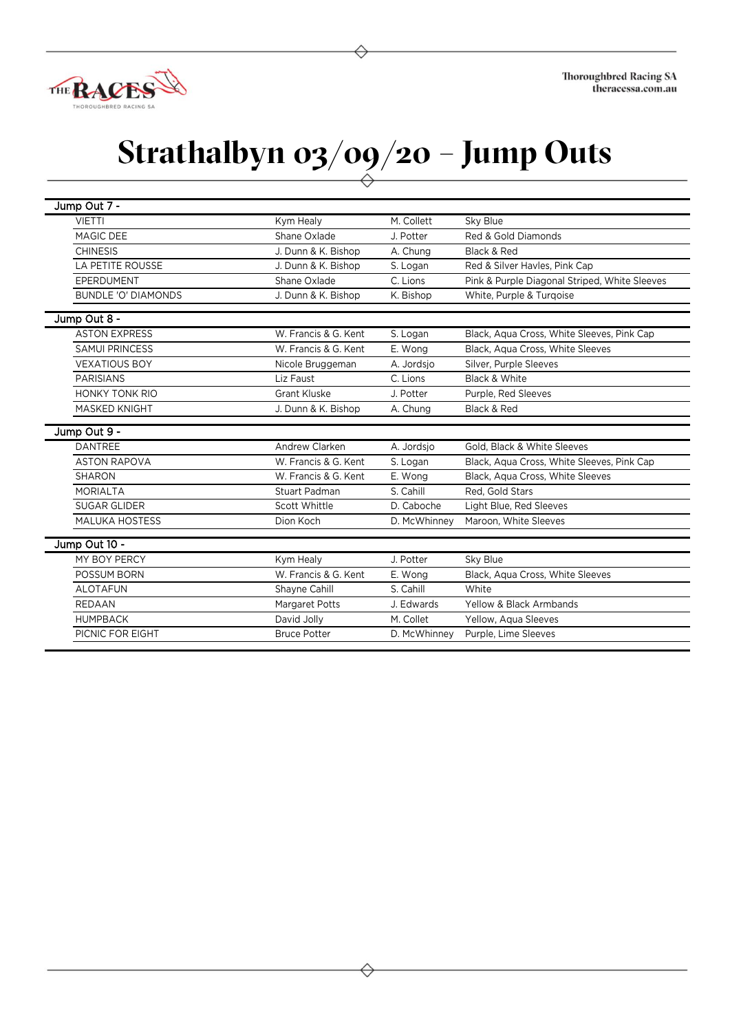# Strathalbyn 03/09/20 – Jump Outs

| | | | |
|---|---|---|---|
| **Jump Out 7 -** | | | |
| VIETTI | Kym Healy | M. Collett | Sky Blue |
| MAGIC DEE | Shane Oxlade | J. Potter | Red & Gold Diamonds |
| CHINESIS | J. Dunn & K. Bishop | A. Chung | Black & Red |
| LA PETITE ROUSSE | J. Dunn & K. Bishop | S. Logan | Red & Silver Havles, Pink Cap |
| EPERDUMENT | Shane Oxlade | C. Lions | Pink & Purple Diagonal Striped, White Sleeves |
| BUNDLE 'O' DIAMONDS | J. Dunn & K. Bishop | K. Bishop | White, Purple & Turqoise |
| **Jump Out 8 -** | | | |
| ASTON EXPRESS | W. Francis & G. Kent | S. Logan | Black, Aqua Cross, White Sleeves, Pink Cap |
| SAMUI PRINCESS | W. Francis & G. Kent | E. Wong | Black, Aqua Cross, White Sleeves |
| VEXATIOUS BOY | Nicole Bruggeman | A. Jordsjo | Silver, Purple Sleeves |
| PARISIANS | Liz Faust | C. Lions | Black & White |
| HONKY TONK RIO | Grant Kluske | J. Potter | Purple, Red Sleeves |
| MASKED KNIGHT | J. Dunn & K. Bishop | A. Chung | Black & Red |
| **Jump Out 9 -** | | | |
| DANTREE | Andrew Clarken | A. Jordsjo | Gold, Black & White Sleeves |
| ASTON RAPOVA | W. Francis & G. Kent | S. Logan | Black, Aqua Cross, White Sleeves, Pink Cap |
| SHARON | W. Francis & G. Kent | E. Wong | Black, Aqua Cross, White Sleeves |
| MORIALTA | Stuart Padman | S. Cahill | Red, Gold Stars |
| SUGAR GLIDER | Scott Whittle | D. Caboche | Light Blue, Red Sleeves |
| MALUKA HOSTESS | Dion Koch | D. McWhinney | Maroon, White Sleeves |
| **Jump Out 10 -** | | | |
| MY BOY PERCY | Kym Healy | J. Potter | Sky Blue |
| POSSUM BORN | W. Francis & G. Kent | E. Wong | Black, Aqua Cross, White Sleeves |
| ALOTAFUN | Shayne Cahill | S. Cahill | White |
| REDAAN | Margaret Potts | J. Edwards | Yellow & Black Armbands |
| HUMPBACK | David Jolly | M. Collet | Yellow, Aqua Sleeves |
| PICNIC FOR EIGHT | Bruce Potter | D. McWhinney | Purple, Lime Sleeves |